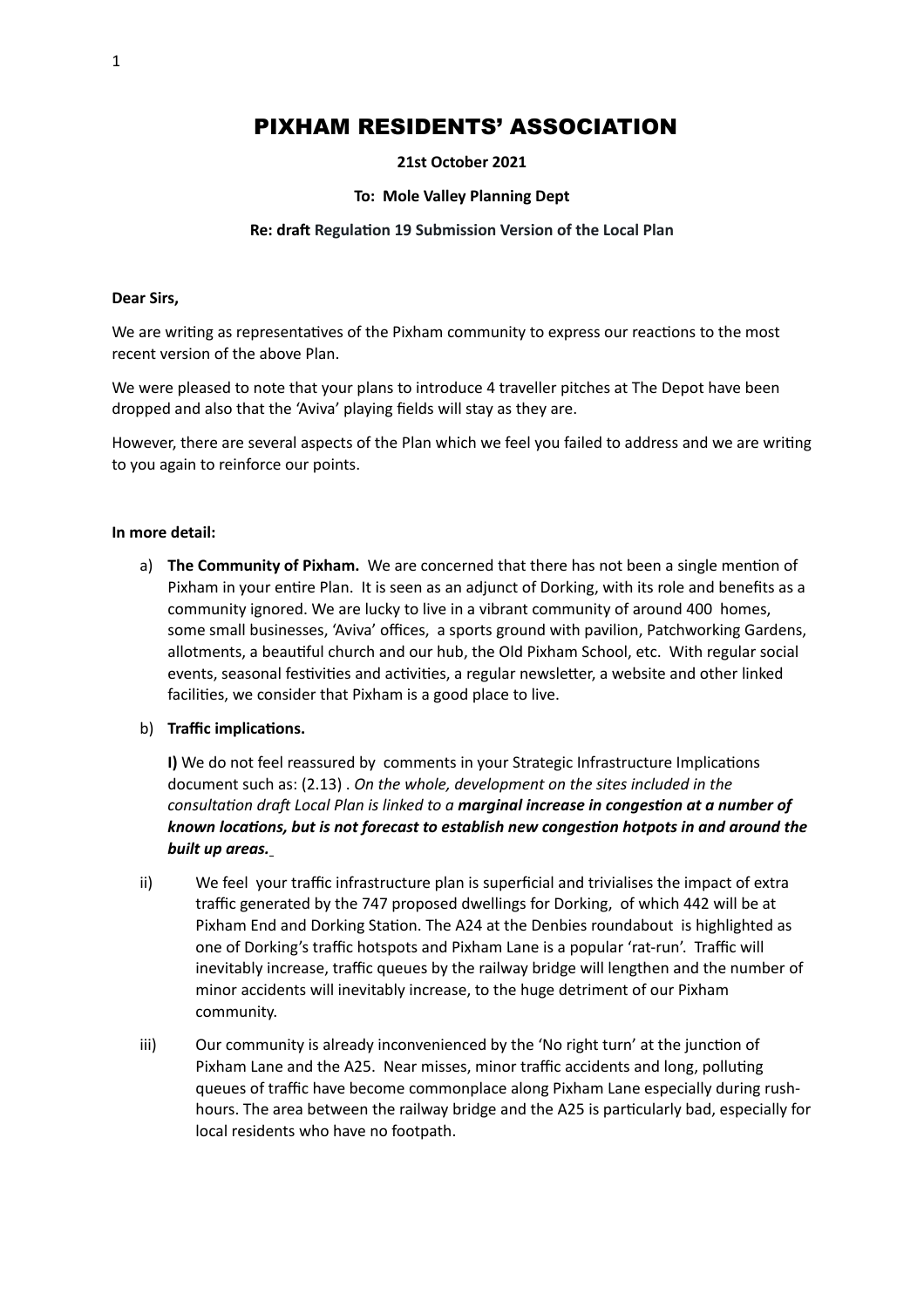# PIXHAM RESIDENTS' ASSOCIATION

**21st October 2021**

**To: Mole Valley Planning Dept**

**Re: draft Regulation 19 Submission Version of the Local Plan**

**Dear Sirs,**

We are writing as representatives of the Pixham community to express our reactions to the most recent version of the above Plan.

We were pleased to note that your plans to introduce 4 traveller pitches at The Depot have been dropped and also that the 'Aviva' playing fields will stay as they are.

However, there are several aspects of the Plan which we feel you failed to address and we are writing to you again to reinforce our points.

**In more detail:**

a) **The Community of Pixham.** We are concerned that there has not been a single mention of Pixham in your entire Plan. It is seen as an adjunct of Dorking, with its role and benefits as a community ignored. We are lucky to live in a vibrant community of around 400 homes, some small businesses, 'Aviva' offices, a sports ground with pavilion, Patchworking Gardens, allotments, a beautiful church and our hub, the Old Pixham School, etc. With regular social events, seasonal festivities and activities, a regular newsletter, a website and other linked facilities, we consider that Pixham is a good place to live.

b) **Traffic implications.**

**I)** We do not feel reassured by comments in your Strategic Infrastructure Implications document such as: (2.13) . *On the whole, development on the sites included in the consultation draft Local Plan is linked to a* ***marginal increase in congestion at a number of known locations, but is not forecast to establish new congestion hotpots in and around the built up areas.***

ii) We feel your traffic infrastructure plan is superficial and trivialises the impact of extra traffic generated by the 747 proposed dwellings for Dorking, of which 442 will be at Pixham End and Dorking Station. The A24 at the Denbies roundabout is highlighted as one of Dorking's traffic hotspots and Pixham Lane is a popular 'rat-run'. Traffic will inevitably increase, traffic queues by the railway bridge will lengthen and the number of minor accidents will inevitably increase, to the huge detriment of our Pixham community.

iii) Our community is already inconvenienced by the 'No right turn' at the junction of Pixham Lane and the A25. Near misses, minor traffic accidents and long, polluting queues of traffic have become commonplace along Pixham Lane especially during rush-hours. The area between the railway bridge and the A25 is particularly bad, especially for local residents who have no footpath.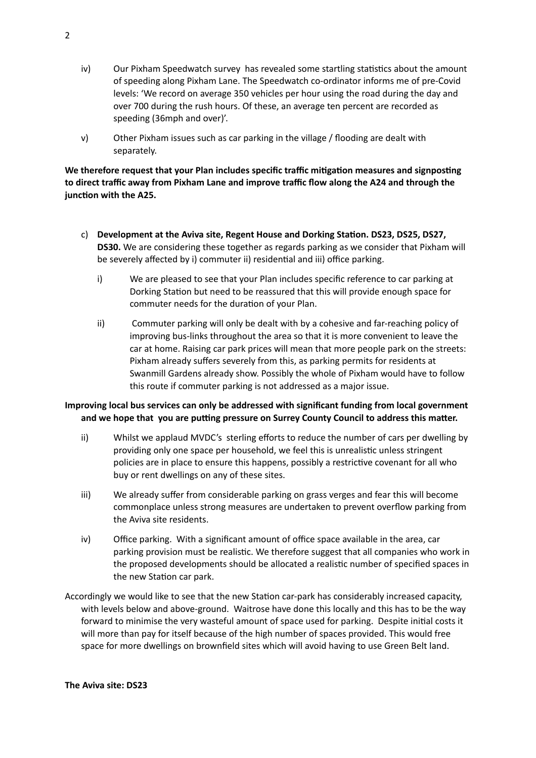iv) Our Pixham Speedwatch survey has revealed some startling statistics about the amount of speeding along Pixham Lane. The Speedwatch co-ordinator informs me of pre-Covid levels: 'We record on average 350 vehicles per hour using the road during the day and over 700 during the rush hours. Of these, an average ten percent are recorded as speeding (36mph and over)'.

v) Other Pixham issues such as car parking in the village / flooding are dealt with separately.

**We therefore request that your Plan includes specific traffic mitigation measures and signposting to direct traffic away from Pixham Lane and improve traffic flow along the A24 and through the junction with the A25.**

c) **Development at the Aviva site, Regent House and Dorking Station. DS23, DS25, DS27, DS30.** We are considering these together as regards parking as we consider that Pixham will be severely affected by i) commuter ii) residential and iii) office parking.

i) We are pleased to see that your Plan includes specific reference to car parking at Dorking Station but need to be reassured that this will provide enough space for commuter needs for the duration of your Plan.

ii) Commuter parking will only be dealt with by a cohesive and far-reaching policy of improving bus-links throughout the area so that it is more convenient to leave the car at home. Raising car park prices will mean that more people park on the streets: Pixham already suffers severely from this, as parking permits for residents at Swanmill Gardens already show. Possibly the whole of Pixham would have to follow this route if commuter parking is not addressed as a major issue.

**Improving local bus services can only be addressed with significant funding from local government and we hope that you are putting pressure on Surrey County Council to address this matter.**

ii) Whilst we applaud MVDC's sterling efforts to reduce the number of cars per dwelling by providing only one space per household, we feel this is unrealistic unless stringent policies are in place to ensure this happens, possibly a restrictive covenant for all who buy or rent dwellings on any of these sites.

iii) We already suffer from considerable parking on grass verges and fear this will become commonplace unless strong measures are undertaken to prevent overflow parking from the Aviva site residents.

iv) Office parking. With a significant amount of office space available in the area, car parking provision must be realistic. We therefore suggest that all companies who work in the proposed developments should be allocated a realistic number of specified spaces in the new Station car park.

Accordingly we would like to see that the new Station car-park has considerably increased capacity, with levels below and above-ground. Waitrose have done this locally and this has to be the way forward to minimise the very wasteful amount of space used for parking. Despite initial costs it will more than pay for itself because of the high number of spaces provided. This would free space for more dwellings on brownfield sites which will avoid having to use Green Belt land.

**The Aviva site: DS23**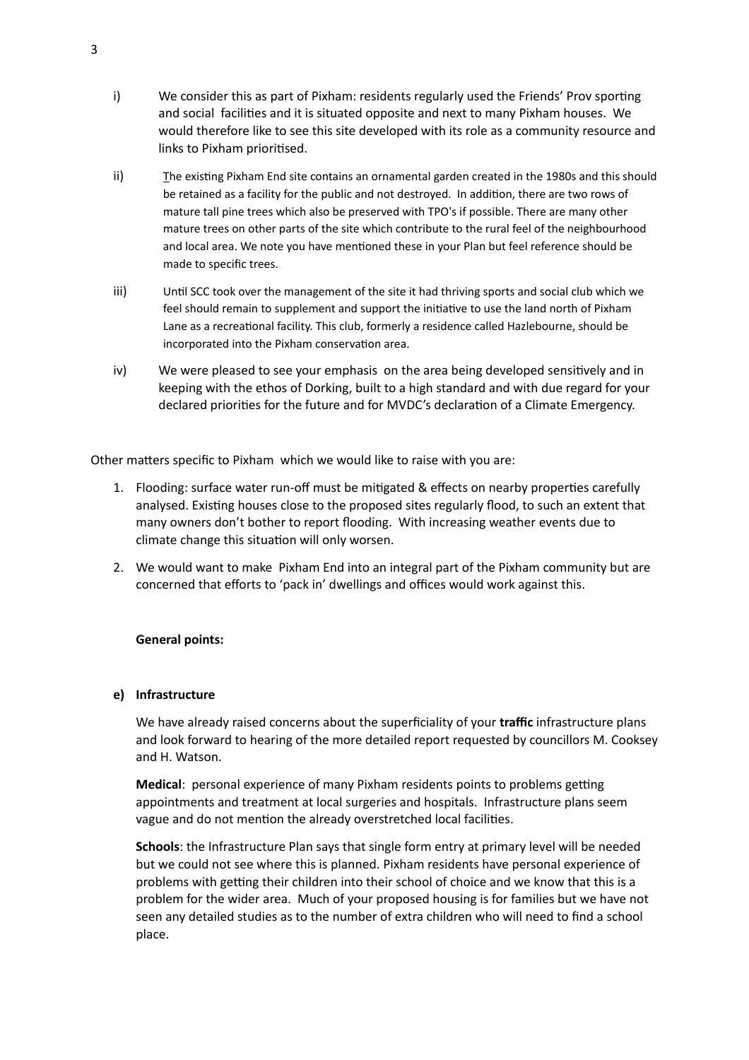i) We consider this as part of Pixham: residents regularly used the Friends' Prov sporting and social facilities and it is situated opposite and next to many Pixham houses. We would therefore like to see this site developed with its role as a community resource and links to Pixham prioritised.

ii) The existing Pixham End site contains an ornamental garden created in the 1980s and this should be retained as a facility for the public and not destroyed. In addition, there are two rows of mature tall pine trees which also be preserved with TPO's if possible. There are many other mature trees on other parts of the site which contribute to the rural feel of the neighbourhood and local area. We note you have mentioned these in your Plan but feel reference should be made to specific trees.

iii) Until SCC took over the management of the site it had thriving sports and social club which we feel should remain to supplement and support the initiative to use the land north of Pixham Lane as a recreational facility. This club, formerly a residence called Hazlebourne, should be incorporated into the Pixham conservation area.

iv) We were pleased to see your emphasis on the area being developed sensitively and in keeping with the ethos of Dorking, built to a high standard and with due regard for your declared priorities for the future and for MVDC's declaration of a Climate Emergency.

Other matters specific to Pixham which we would like to raise with you are:

1. Flooding: surface water run-off must be mitigated & effects on nearby properties carefully analysed. Existing houses close to the proposed sites regularly flood, to such an extent that many owners don't bother to report flooding. With increasing weather events due to climate change this situation will only worsen.
2. We would want to make Pixham End into an integral part of the Pixham community but are concerned that efforts to 'pack in' dwellings and offices would work against this.

**General points:**

**e) Infrastructure**

We have already raised concerns about the superficiality of your **traffic** infrastructure plans and look forward to hearing of the more detailed report requested by councillors M. Cooksey and H. Watson.

**Medical**: personal experience of many Pixham residents points to problems getting appointments and treatment at local surgeries and hospitals. Infrastructure plans seem vague and do not mention the already overstretched local facilities.

**Schools**: the Infrastructure Plan says that single form entry at primary level will be needed but we could not see where this is planned. Pixham residents have personal experience of problems with getting their children into their school of choice and we know that this is a problem for the wider area. Much of your proposed housing is for families but we have not seen any detailed studies as to the number of extra children who will need to find a school place.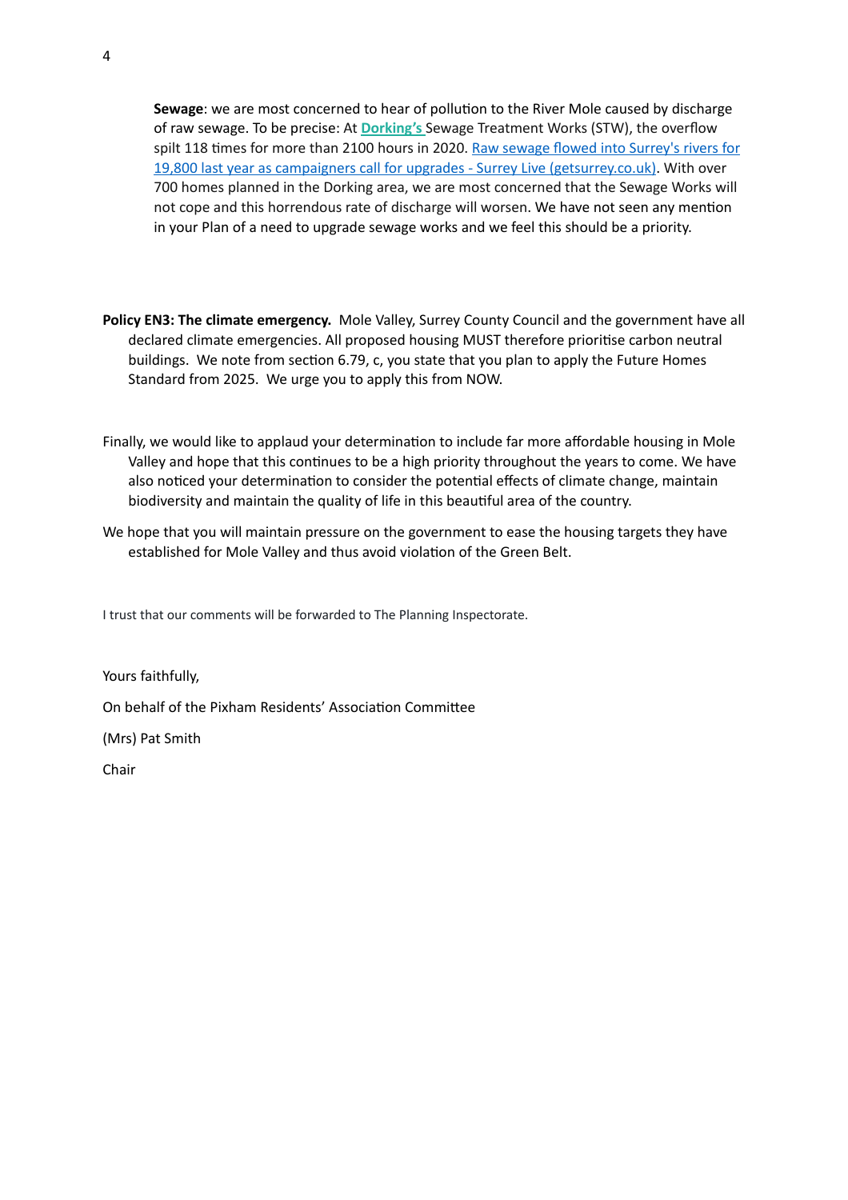**Sewage**: we are most concerned to hear of pollution to the River Mole caused by discharge of raw sewage. To be precise: At **Dorking's** Sewage Treatment Works (STW), the overflow spilt 118 times for more than 2100 hours in 2020. Raw sewage flowed into Surrey's rivers for 19,800 last year as campaigners call for upgrades - Surrey Live (getsurrey.co.uk). With over 700 homes planned in the Dorking area, we are most concerned that the Sewage Works will not cope and this horrendous rate of discharge will worsen. We have not seen any mention in your Plan of a need to upgrade sewage works and we feel this should be a priority.

**Policy EN3: The climate emergency.** Mole Valley, Surrey County Council and the government have all declared climate emergencies. All proposed housing MUST therefore prioritise carbon neutral buildings. We note from section 6.79, c, you state that you plan to apply the Future Homes Standard from 2025. We urge you to apply this from NOW.

Finally, we would like to applaud your determination to include far more affordable housing in Mole Valley and hope that this continues to be a high priority throughout the years to come. We have also noticed your determination to consider the potential effects of climate change, maintain biodiversity and maintain the quality of life in this beautiful area of the country.

We hope that you will maintain pressure on the government to ease the housing targets they have established for Mole Valley and thus avoid violation of the Green Belt.

I trust that our comments will be forwarded to The Planning Inspectorate.

Yours faithfully,

On behalf of the Pixham Residents' Association Committee

(Mrs) Pat Smith

Chair